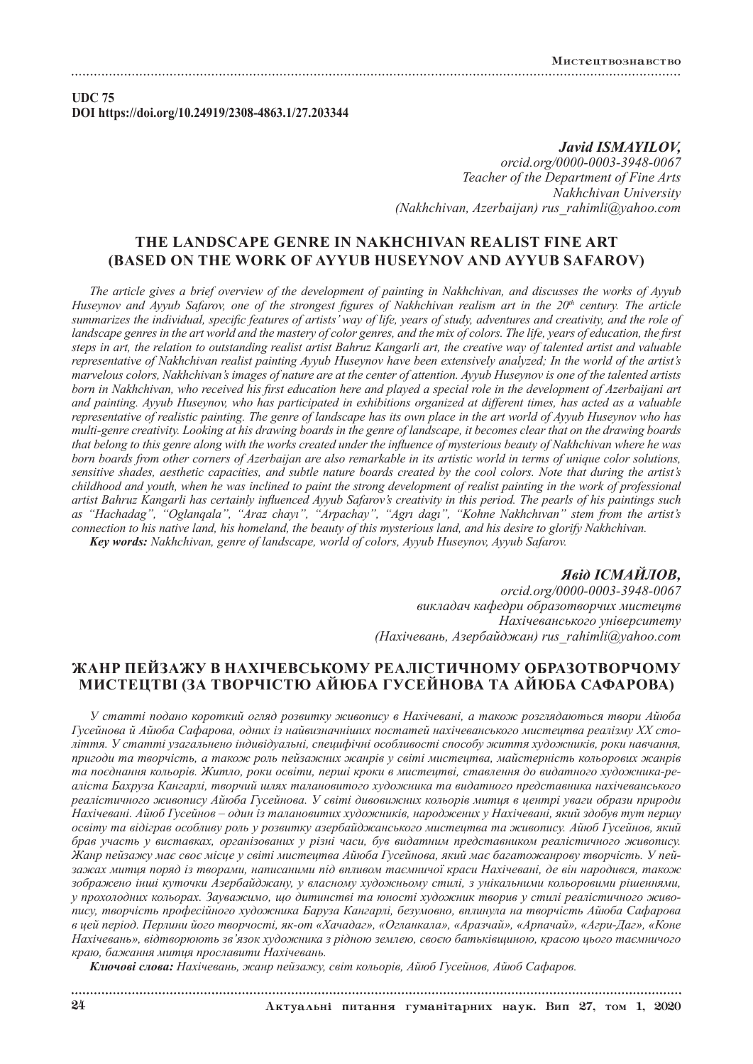**UDC 75**
**DOI https://doi.org/10.24919/2308-4863.1/27.203344**

***Javid ISMAYILOV,***
*orcid.org/0000-0003-3948-0067*
*Teacher of the Department of Fine Arts*
*Nakhchivan University*
*(Nakhchivan, Azerbaijan) rus_rahimli@yahoo.com*

## THE LANDSCAPE GENRE IN NAKHCHIVAN REALIST FINE ART (BASED ON THE WORK OF AYYUB HUSEYNOV AND AYYUB SAFAROV)

*The article gives a brief overview of the development of painting in Nakhchivan, and discusses the works of Ayyub Huseynov and Ayyub Safarov, one of the strongest figures of Nakhchivan realism art in the 20th century. The article summarizes the individual, specific features of artists' way of life, years of study, adventures and creativity, and the role of landscape genres in the art world and the mastery of color genres, and the mix of colors. The life, years of education, the first steps in art, the relation to outstanding realist artist Bahruz Kangarli art, the creative way of talented artist and valuable representative of Nakhchivan realist painting Ayyub Huseynov have been extensively analyzed; In the world of the artist's marvelous colors, Nakhchivan's images of nature are at the center of attention. Ayyub Huseynov is one of the talented artists born in Nakhchivan, who received his first education here and played a special role in the development of Azerbaijani art and painting. Ayyub Huseynov, who has participated in exhibitions organized at different times, has acted as a valuable representative of realistic painting. The genre of landscape has its own place in the art world of Ayyub Huseynov who has multi-genre creativity. Looking at his drawing boards in the genre of landscape, it becomes clear that on the drawing boards that belong to this genre along with the works created under the influence of mysterious beauty of Nakhchivan where he was born boards from other corners of Azerbaijan are also remarkable in its artistic world in terms of unique color solutions, sensitive shades, aesthetic capacities, and subtle nature boards created by the cool colors. Note that during the artist's childhood and youth, when he was inclined to paint the strong development of realist painting in the work of professional artist Bahruz Kangarli has certainly influenced Ayyub Safarov's creativity in this period. The pearls of his paintings such as "Hachadag", "Oglanqala", "Araz chayı", "Arpachay", "Agrı dagı", "Kohne Nakhchıvan" stem from the artist's connection to his native land, his homeland, the beauty of this mysterious land, and his desire to glorify Nakhchivan.*

***Key words:** Nakhchivan, genre of landscape, world of colors, Ayyub Huseynov, Ayyub Safarov.*

***Явід ІСМАЙЛОВ,***
*orcid.org/0000-0003-3948-0067*
*викладач кафедри образотворчих мистецтв*
*Нахічеванського університету*
*(Нахічевань, Азербайджан) rus_rahimli@yahoo.com*

## ЖАНР ПЕЙЗАЖУ В НАХІЧЕВСЬКОМУ РЕАЛІСТИЧНОМУ ОБРАЗОТВОРЧОМУ МИСТЕЦТВІ (ЗА ТВОРЧІСТЮ АЙЮБА ГУСЕЙНОВА ТА АЙЮБА САФАРОВА)

*У статті подано короткий огляд розвитку живопису в Нахічевані, а також розглядаються твори Айюба Гусейнова й Айюба Сафарова, одних із найвизначніших постатей нахічеванського мистецтва реалізму XX століття. У статті узагальнено індивідуальні, специфічні особливості способу життя художників, роки навчання, пригоди та творчість, а також роль пейзажних жанрів у світі мистецтва, майстерність кольорових жанрів та поєднання кольорів. Житло, роки освіти, перші кроки в мистецтві, ставлення до видатного художника-реаліста Бахруза Кангарлі, творчий шлях талановитого художника та видатного представника нахічеванського реалістичного живопису Айюба Гусейнова. У світі дивовижних кольорів митця в центрі уваги образи природи Нахічевані. Айюб Гусейнов – один із талановитих художників, народжених у Нахічевані, який здобув тут першу освіту та відіграв особливу роль у розвитку азербайджанського мистецтва та живопису. Айюб Гусейнов, який брав участь у виставках, організованих у різні часи, був видатним представником реалістичного живопису. Жанр пейзажу має своє місце у світі мистецтва Айюба Гусейнова, який має багатожанрову творчість. У пейзажах митця поряд із творами, написаними під впливом таємничої краси Нахічевані, де він народився, також зображено інші куточки Азербайджану, у власному художньому стилі, з унікальними кольоровими рішеннями, у прохолодних кольорах. Зауважимо, що дитинстві та юності художник творив у стилі реалістичного живопису, творчість професійного художника Баруза Кангарлі, безумовно, вплинула на творчість Айюба Сафарова в цей період. Перлини його творчості, як-от «Хачадаг», «Огланкала», «Аразчай», «Арпачай», «Агри-Даг», «Коне Нахічевань», відтворюють зв'язок художника з рідною землею, своєю батьківщиною, красою цього таємничого краю, бажання митця прославити Нахічевань.*

***Ключові слова:** Нахічевань, жанр пейзажу, світ кольорів, Айюб Гусейнов, Айюб Сафаров.*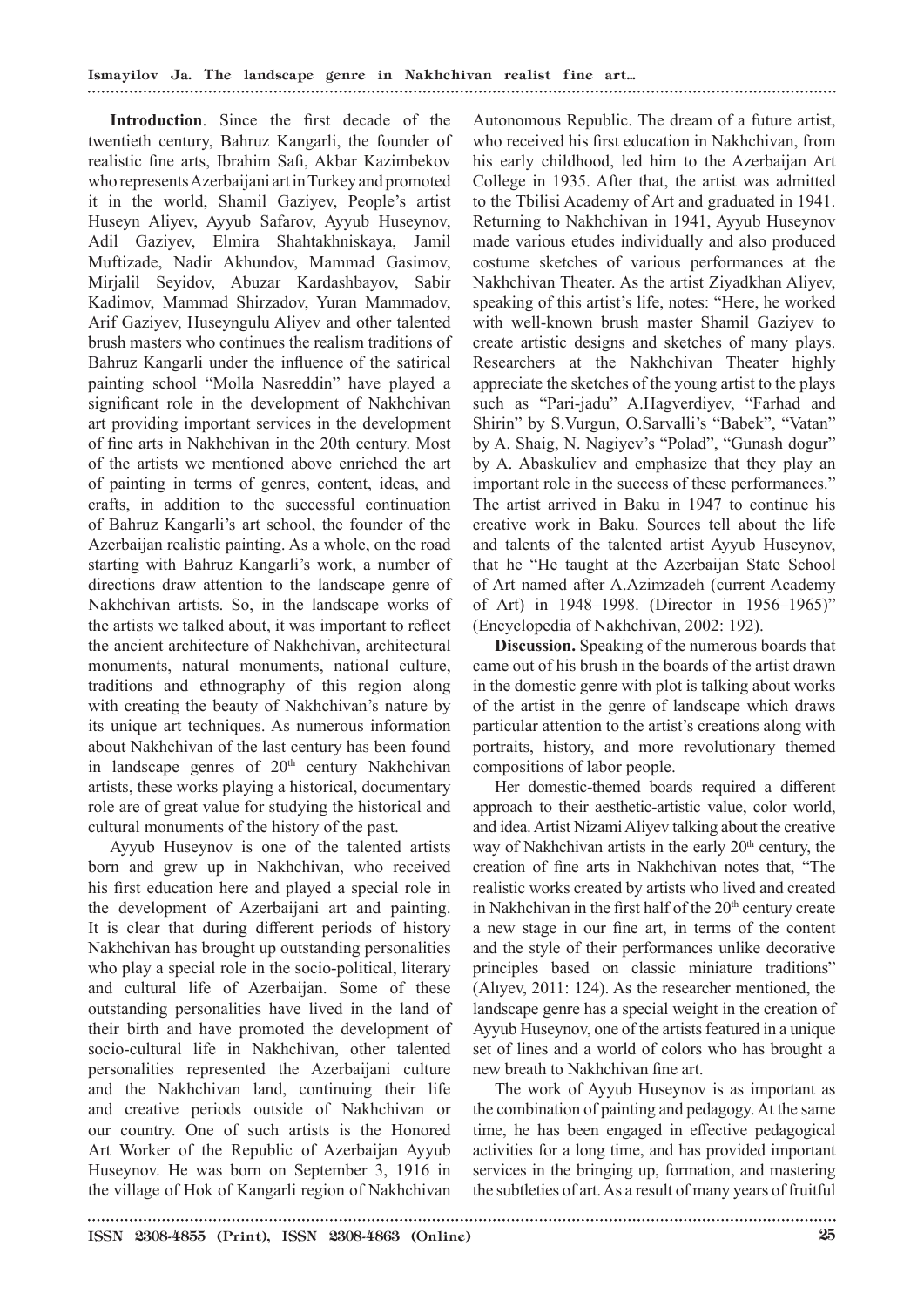**Introduction**. Since the first decade of the twentieth century, Bahruz Kangarli, the founder of realistic fine arts, Ibrahim Safi, Akbar Kazimbekov who represents Azerbaijani art in Turkey and promoted it in the world, Shamil Gaziyev, People's artist Huseyn Aliyev, Ayyub Safarov, Ayyub Huseynov, Adil Gaziyev, Elmira Shahtakhniskaya, Jamil Muftizade, Nadir Akhundov, Mammad Gasimov, Mirjalil Seyidov, Abuzar Kardashbayov, Sabir Kadimov, Mammad Shirzadov, Yuran Mammadov, Arif Gaziyev, Huseyngulu Aliyev and other talented brush masters who continues the realism traditions of Bahruz Kangarli under the influence of the satirical painting school "Molla Nasreddin" have played a significant role in the development of Nakhchivan art providing important services in the development of fine arts in Nakhchivan in the 20th century. Most of the artists we mentioned above enriched the art of painting in terms of genres, content, ideas, and crafts, in addition to the successful continuation of Bahruz Kangarli's art school, the founder of the Azerbaijan realistic painting. As a whole, on the road starting with Bahruz Kangarli's work, a number of directions draw attention to the landscape genre of Nakhchivan artists. So, in the landscape works of the artists we talked about, it was important to reflect the ancient architecture of Nakhchivan, architectural monuments, natural monuments, national culture, traditions and ethnography of this region along with creating the beauty of Nakhchivan's nature by its unique art techniques. As numerous information about Nakhchivan of the last century has been found in landscape genres of 20th century Nakhchivan artists, these works playing a historical, documentary role are of great value for studying the historical and cultural monuments of the history of the past.

Ayyub Huseynov is one of the talented artists born and grew up in Nakhchivan, who received his first education here and played a special role in the development of Azerbaijani art and painting. It is clear that during different periods of history Nakhchivan has brought up outstanding personalities who play a special role in the socio-political, literary and cultural life of Azerbaijan. Some of these outstanding personalities have lived in the land of their birth and have promoted the development of socio-cultural life in Nakhchivan, other talented personalities represented the Azerbaijani culture and the Nakhchivan land, continuing their life and creative periods outside of Nakhchivan or our country. One of such artists is the Honored Art Worker of the Republic of Azerbaijan Ayyub Huseynov. He was born on September 3, 1916 in the village of Hok of Kangarli region of Nakhchivan Autonomous Republic. The dream of a future artist, who received his first education in Nakhchivan, from his early childhood, led him to the Azerbaijan Art College in 1935. After that, the artist was admitted to the Tbilisi Academy of Art and graduated in 1941. Returning to Nakhchivan in 1941, Ayyub Huseynov made various etudes individually and also produced costume sketches of various performances at the Nakhchivan Theater. As the artist Ziyadkhan Aliyev, speaking of this artist's life, notes: "Here, he worked with well-known brush master Shamil Gaziyev to create artistic designs and sketches of many plays. Researchers at the Nakhchivan Theater highly appreciate the sketches of the young artist to the plays such as "Pari-jadu" A.Hagverdiyev, "Farhad and Shirin" by S.Vurgun, O.Sarvalli's "Babek", "Vatan" by A. Shaig, N. Nagiyev's "Polad", "Gunash dogur" by A. Abaskuliev and emphasize that they play an important role in the success of these performances." The artist arrived in Baku in 1947 to continue his creative work in Baku. Sources tell about the life and talents of the talented artist Ayyub Huseynov, that he "He taught at the Azerbaijan State School of Art named after A.Azimzadeh (current Academy of Art) in 1948–1998. (Director in 1956–1965)" (Encyclopedia of Nakhchivan, 2002: 192).

**Discussion.** Speaking of the numerous boards that came out of his brush in the boards of the artist drawn in the domestic genre with plot is talking about works of the artist in the genre of landscape which draws particular attention to the artist's creations along with portraits, history, and more revolutionary themed compositions of labor people.

Her domestic-themed boards required a different approach to their aesthetic-artistic value, color world, and idea. Artist Nizami Aliyev talking about the creative way of Nakhchivan artists in the early 20th century, the creation of fine arts in Nakhchivan notes that, "The realistic works created by artists who lived and created in Nakhchivan in the first half of the 20th century create a new stage in our fine art, in terms of the content and the style of their performances unlike decorative principles based on classic miniature traditions" (Alıyev, 2011: 124). As the researcher mentioned, the landscape genre has a special weight in the creation of Ayyub Huseynov, one of the artists featured in a unique set of lines and a world of colors who has brought a new breath to Nakhchivan fine art.

The work of Ayyub Huseynov is as important as the combination of painting and pedagogy. At the same time, he has been engaged in effective pedagogical activities for a long time, and has provided important services in the bringing up, formation, and mastering the subtleties of art. As a result of many years of fruitful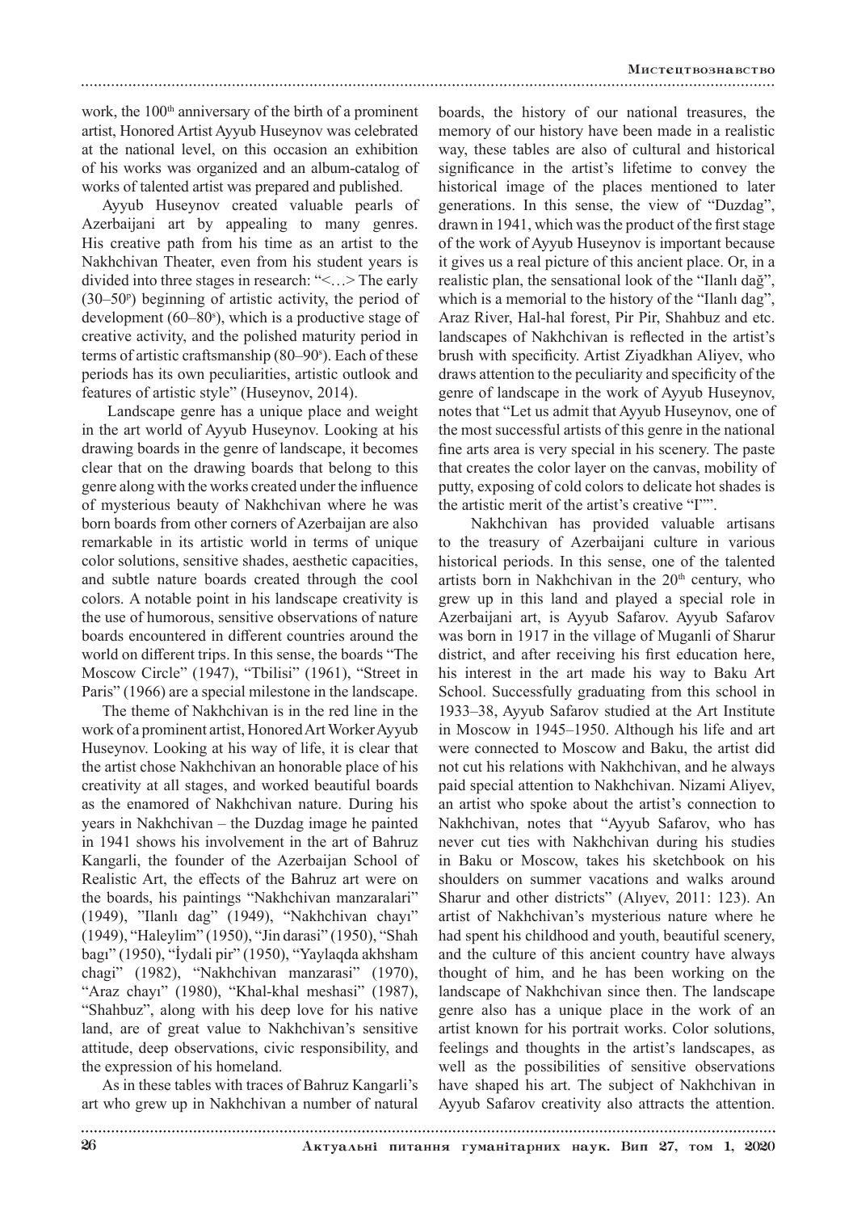work, the 100th anniversary of the birth of a prominent artist, Honored Artist Ayyub Huseynov was celebrated at the national level, on this occasion an exhibition of his works was organized and an album-catalog of works of talented artist was prepared and published.

Ayyub Huseynov created valuable pearls of Azerbaijani art by appealing to many genres. His creative path from his time as an artist to the Nakhchivan Theater, even from his student years is divided into three stages in research: "<…> The early (30–50s) beginning of artistic activity, the period of development (60–80s), which is a productive stage of creative activity, and the polished maturity period in terms of artistic craftsmanship (80–90s). Each of these periods has its own peculiarities, artistic outlook and features of artistic style" (Huseynov, 2014).

Landscape genre has a unique place and weight in the art world of Ayyub Huseynov. Looking at his drawing boards in the genre of landscape, it becomes clear that on the drawing boards that belong to this genre along with the works created under the influence of mysterious beauty of Nakhchivan where he was born boards from other corners of Azerbaijan are also remarkable in its artistic world in terms of unique color solutions, sensitive shades, aesthetic capacities, and subtle nature boards created through the cool colors. A notable point in his landscape creativity is the use of humorous, sensitive observations of nature boards encountered in different countries around the world on different trips. In this sense, the boards "The Moscow Circle" (1947), "Tbilisi" (1961), "Street in Paris" (1966) are a special milestone in the landscape.

The theme of Nakhchivan is in the red line in the work of a prominent artist, Honored Art Worker Ayyub Huseynov. Looking at his way of life, it is clear that the artist chose Nakhchivan an honorable place of his creativity at all stages, and worked beautiful boards as the enamored of Nakhchivan nature. During his years in Nakhchivan – the Duzdag image he painted in 1941 shows his involvement in the art of Bahruz Kangarli, the founder of the Azerbaijan School of Realistic Art, the effects of the Bahruz art were on the boards, his paintings "Nakhchivan manzaralari" (1949), "Ilanlı dag" (1949), "Nakhchivan chayı" (1949), "Haleylim" (1950), "Jin darasi" (1950), "Shah bagı" (1950), "İydali pir" (1950), "Yaylaqda akhsham chagi" (1982), "Nakhchivan manzarasi" (1970), "Araz chayı" (1980), "Khal-khal meshasi" (1987), "Shahbuz", along with his deep love for his native land, are of great value to Nakhchivan's sensitive attitude, deep observations, civic responsibility, and the expression of his homeland.

As in these tables with traces of Bahruz Kangarli's art who grew up in Nakhchivan a number of natural boards, the history of our national treasures, the memory of our history have been made in a realistic way, these tables are also of cultural and historical significance in the artist's lifetime to convey the historical image of the places mentioned to later generations. In this sense, the view of "Duzdag", drawn in 1941, which was the product of the first stage of the work of Ayyub Huseynov is important because it gives us a real picture of this ancient place. Or, in a realistic plan, the sensational look of the "Ilanlı dağ", which is a memorial to the history of the "Ilanlı dag", Araz River, Hal-hal forest, Pir Pir, Shahbuz and etc. landscapes of Nakhchivan is reflected in the artist's brush with specificity. Artist Ziyadkhan Aliyev, who draws attention to the peculiarity and specificity of the genre of landscape in the work of Ayyub Huseynov, notes that "Let us admit that Ayyub Huseynov, one of the most successful artists of this genre in the national fine arts area is very special in his scenery. The paste that creates the color layer on the canvas, mobility of putty, exposing of cold colors to delicate hot shades is the artistic merit of the artist's creative "I"".

Nakhchivan has provided valuable artisans to the treasury of Azerbaijani culture in various historical periods. In this sense, one of the talented artists born in Nakhchivan in the 20th century, who grew up in this land and played a special role in Azerbaijani art, is Ayyub Safarov. Ayyub Safarov was born in 1917 in the village of Muganli of Sharur district, and after receiving his first education here, his interest in the art made his way to Baku Art School. Successfully graduating from this school in 1933–38, Ayyub Safarov studied at the Art Institute in Moscow in 1945–1950. Although his life and art were connected to Moscow and Baku, the artist did not cut his relations with Nakhchivan, and he always paid special attention to Nakhchivan. Nizami Aliyev, an artist who spoke about the artist's connection to Nakhchivan, notes that "Ayyub Safarov, who has never cut ties with Nakhchivan during his studies in Baku or Moscow, takes his sketchbook on his shoulders on summer vacations and walks around Sharur and other districts" (Alıyev, 2011: 123). An artist of Nakhchivan's mysterious nature where he had spent his childhood and youth, beautiful scenery, and the culture of this ancient country have always thought of him, and he has been working on the landscape of Nakhchivan since then. The landscape genre also has a unique place in the work of an artist known for his portrait works. Color solutions, feelings and thoughts in the artist's landscapes, as well as the possibilities of sensitive observations have shaped his art. The subject of Nakhchivan in Ayyub Safarov creativity also attracts the attention.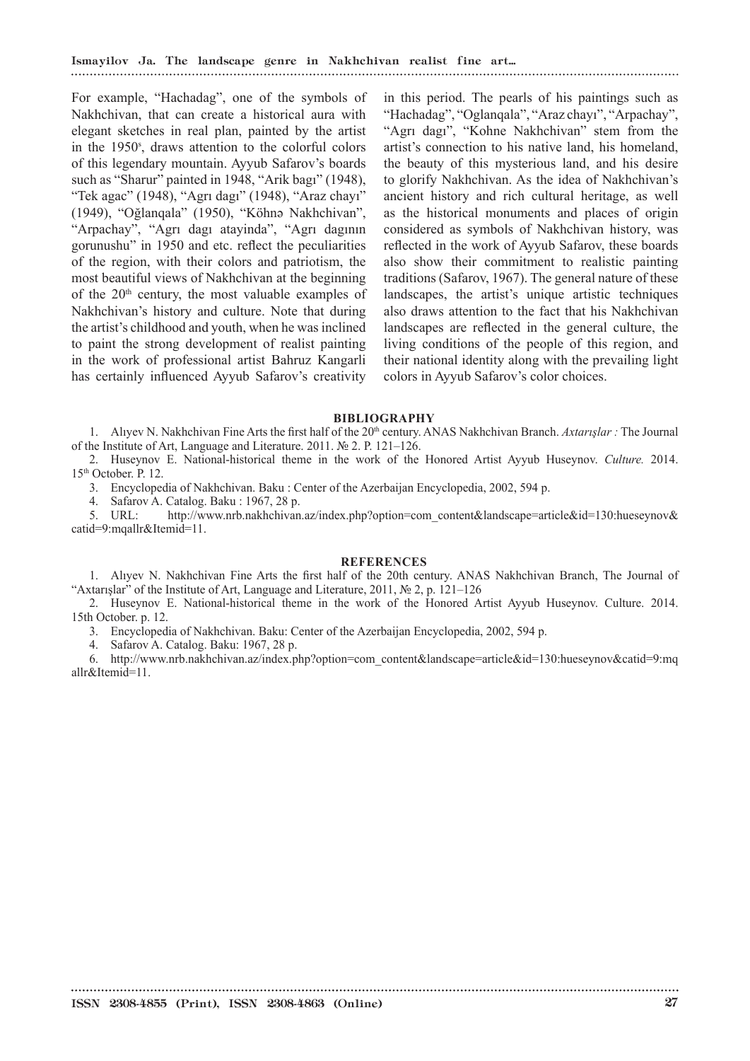For example, "Hachadag", one of the symbols of Nakhchivan, that can create a historical aura with elegant sketches in real plan, painted by the artist in the 1950[s], draws attention to the colorful colors of this legendary mountain. Ayyub Safarov's boards such as "Sharur" painted in 1948, "Arik bagı" (1948), "Tek agac" (1948), "Agrı dagı" (1948), "Araz chayı" (1949), "Oğlanqala" (1950), "Köhnə Nakhchivan", "Arpachay", "Agrı dagı atayinda", "Agrı dagının gorunushu" in 1950 and etc. reflect the peculiarities of the region, with their colors and patriotism, the most beautiful views of Nakhchivan at the beginning of the 20[th] century, the most valuable examples of Nakhchivan's history and culture. Note that during the artist's childhood and youth, when he was inclined to paint the strong development of realist painting in the work of professional artist Bahruz Kangarli has certainly influenced Ayyub Safarov's creativity in this period. The pearls of his paintings such as "Hachadag", "Oglanqala", "Araz chayı", "Arpachay", "Agrı dagı", "Kohne Nakhchivan" stem from the artist's connection to his native land, his homeland, the beauty of this mysterious land, and his desire to glorify Nakhchivan. As the idea of Nakhchivan's ancient history and rich cultural heritage, as well as the historical monuments and places of origin considered as symbols of Nakhchivan history, was reflected in the work of Ayyub Safarov, these boards also show their commitment to realistic painting traditions (Safarov, 1967). The general nature of these landscapes, the artist's unique artistic techniques also draws attention to the fact that his Nakhchivan landscapes are reflected in the general culture, the living conditions of the people of this region, and their national identity along with the prevailing light colors in Ayyub Safarov's color choices.

## BIBLIOGRAPHY

1. Alıyev N. Nakhchivan Fine Arts the first half of the 20[th] century. ANAS Nakhchivan Branch. *Axtarışlar :* The Journal of the Institute of Art, Language and Literature. 2011. № 2. P. 121–126.
2. Huseynov E. National-historical theme in the work of the Honored Artist Ayyub Huseynov. *Culture.* 2014. 15[th] October. P. 12.
3. Encyclopedia of Nakhchivan. Baku : Center of the Azerbaijan Encyclopedia, 2002, 594 p.
4. Safarov A. Catalog. Baku : 1967, 28 p.
5. URL: http://www.nrb.nakhchivan.az/index.php?option=com_content&landscape=article&id=130:hueseynov&catid=9:mqallr&Itemid=11.

## REFERENCES

1. Alıyev N. Nakhchivan Fine Arts the first half of the 20th century. ANAS Nakhchivan Branch, The Journal of "Axtarışlar" of the Institute of Art, Language and Literature, 2011, № 2, p. 121–126
2. Huseynov E. National-historical theme in the work of the Honored Artist Ayyub Huseynov. Culture. 2014. 15th October. p. 12.
3. Encyclopedia of Nakhchivan. Baku: Center of the Azerbaijan Encyclopedia, 2002, 594 p.
4. Safarov A. Catalog. Baku: 1967, 28 p.
6. http://www.nrb.nakhchivan.az/index.php?option=com_content&landscape=article&id=130:hueseynov&catid=9:mqallr&Itemid=11.